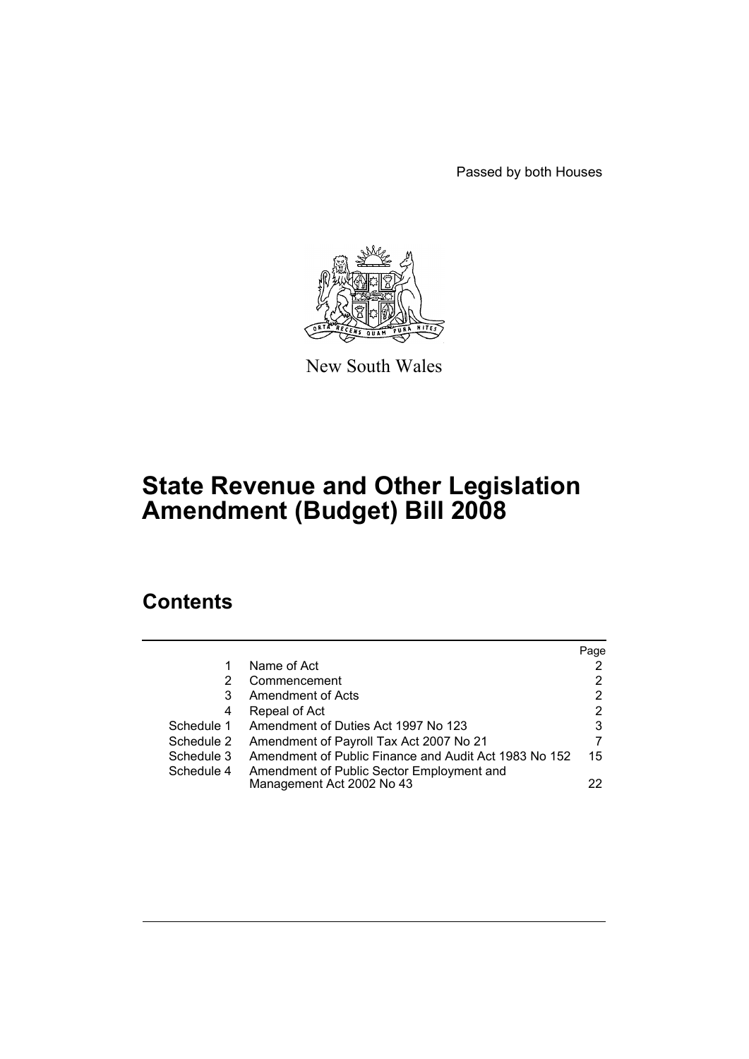Passed by both Houses

New South Wales

# State Revenue and Other Legislation Amendment (Budget) Bill 2008

## Contents

| | | Page |
|---|---|---|
| 1 | Name of Act | 2 |
| 2 | Commencement | 2 |
| 3 | Amendment of Acts | 2 |
| 4 | Repeal of Act | 2 |
| Schedule 1 | Amendment of Duties Act 1997 No 123 | 3 |
| Schedule 2 | Amendment of Payroll Tax Act 2007 No 21 | 7 |
| Schedule 3 | Amendment of Public Finance and Audit Act 1983 No 152 | 15 |
| Schedule 4 | Amendment of Public Sector Employment and Management Act 2002 No 43 | 22 |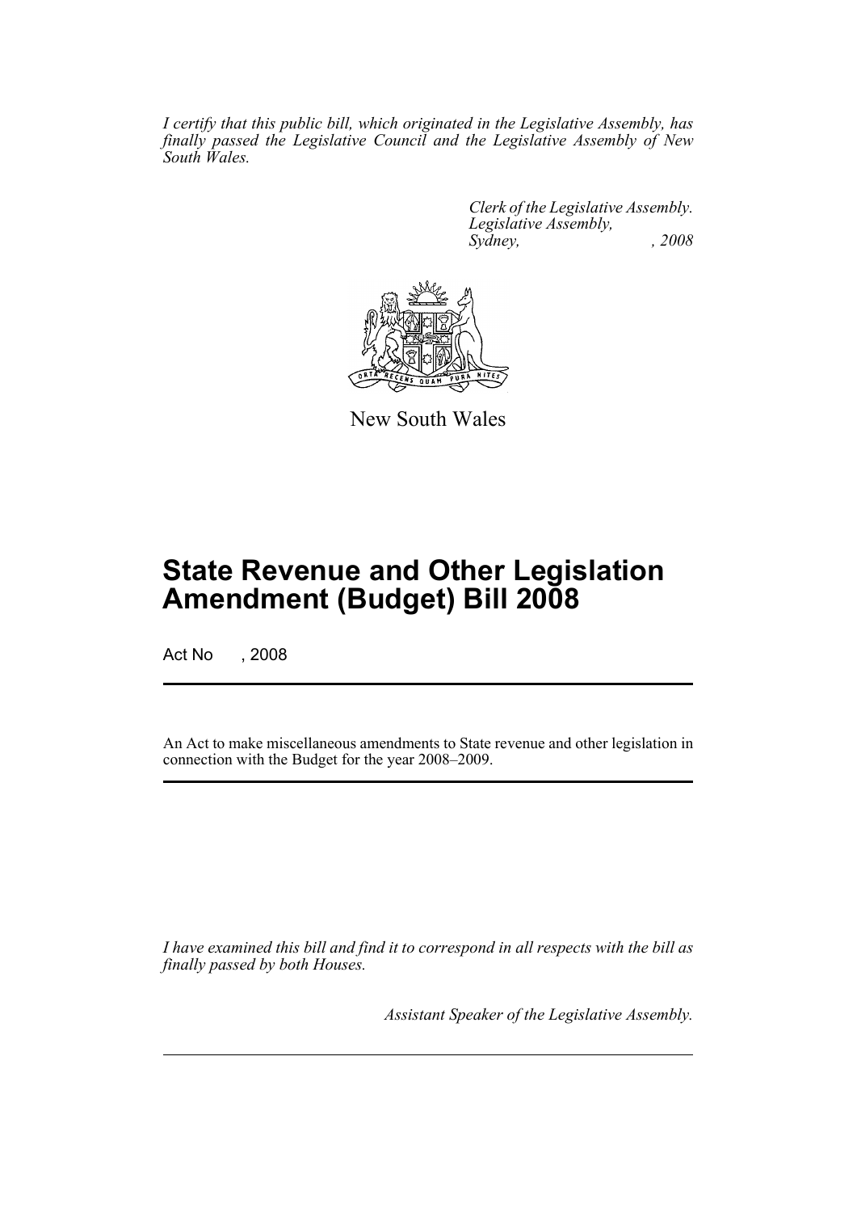*I certify that this public bill, which originated in the Legislative Assembly, has finally passed the Legislative Council and the Legislative Assembly of New South Wales.*

*Clerk of the Legislative Assembly.*
*Legislative Assembly,*
*Sydney, , 2008*

New South Wales

# State Revenue and Other Legislation Amendment (Budget) Bill 2008

Act No , 2008

An Act to make miscellaneous amendments to State revenue and other legislation in connection with the Budget for the year 2008–2009.

*I have examined this bill and find it to correspond in all respects with the bill as finally passed by both Houses.*

*Assistant Speaker of the Legislative Assembly.*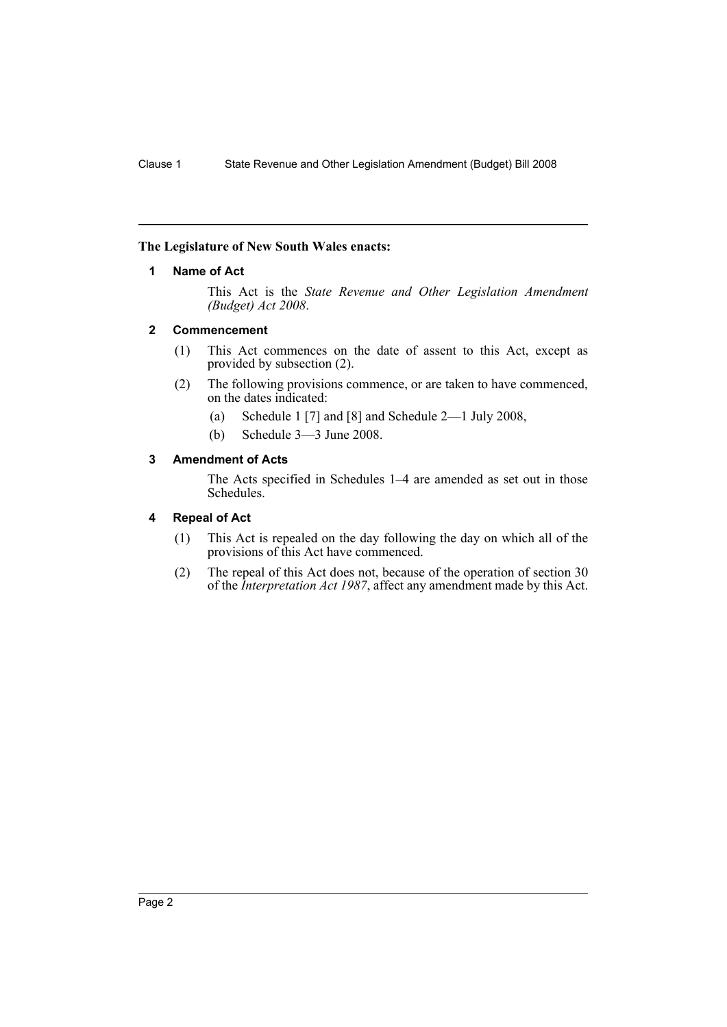**The Legislature of New South Wales enacts:**

## 1 Name of Act

This Act is the *State Revenue and Other Legislation Amendment (Budget) Act 2008*.

## 2 Commencement

(1) This Act commences on the date of assent to this Act, except as provided by subsection (2).

(2) The following provisions commence, or are taken to have commenced, on the dates indicated:

(a) Schedule 1 [7] and [8] and Schedule 2—1 July 2008,

(b) Schedule 3—3 June 2008.

## 3 Amendment of Acts

The Acts specified in Schedules 1–4 are amended as set out in those Schedules.

## 4 Repeal of Act

(1) This Act is repealed on the day following the day on which all of the provisions of this Act have commenced.

(2) The repeal of this Act does not, because of the operation of section 30 of the *Interpretation Act 1987*, affect any amendment made by this Act.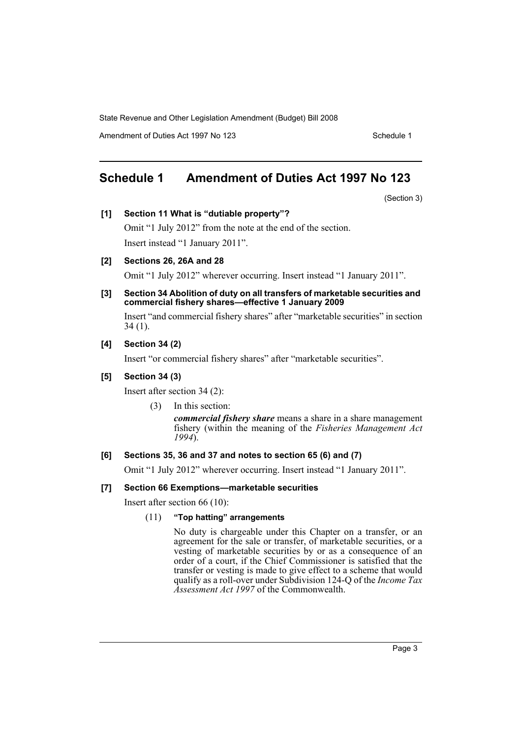# Schedule 1 Amendment of Duties Act 1997 No 123

(Section 3)

**[1] Section 11 What is "dutiable property"?**

Omit "1 July 2012" from the note at the end of the section.

Insert instead "1 January 2011".

**[2] Sections 26, 26A and 28**

Omit "1 July 2012" wherever occurring. Insert instead "1 January 2011".

**[3] Section 34 Abolition of duty on all transfers of marketable securities and commercial fishery shares—effective 1 January 2009**

Insert "and commercial fishery shares" after "marketable securities" in section 34 (1).

**[4] Section 34 (2)**

Insert "or commercial fishery shares" after "marketable securities".

**[5] Section 34 (3)**

Insert after section 34 (2):

> (3) In this section:
>
> ***commercial fishery share*** means a share in a share management fishery (within the meaning of the *Fisheries Management Act 1994*).

**[6] Sections 35, 36 and 37 and notes to section 65 (6) and (7)**

Omit "1 July 2012" wherever occurring. Insert instead "1 January 2011".

**[7] Section 66 Exemptions—marketable securities**

Insert after section 66 (10):

> (11) **"Top hatting" arrangements**
>
> No duty is chargeable under this Chapter on a transfer, or an agreement for the sale or transfer, of marketable securities, or a vesting of marketable securities by or as a consequence of an order of a court, if the Chief Commissioner is satisfied that the transfer or vesting is made to give effect to a scheme that would qualify as a roll-over under Subdivision 124-Q of the *Income Tax Assessment Act 1997* of the Commonwealth.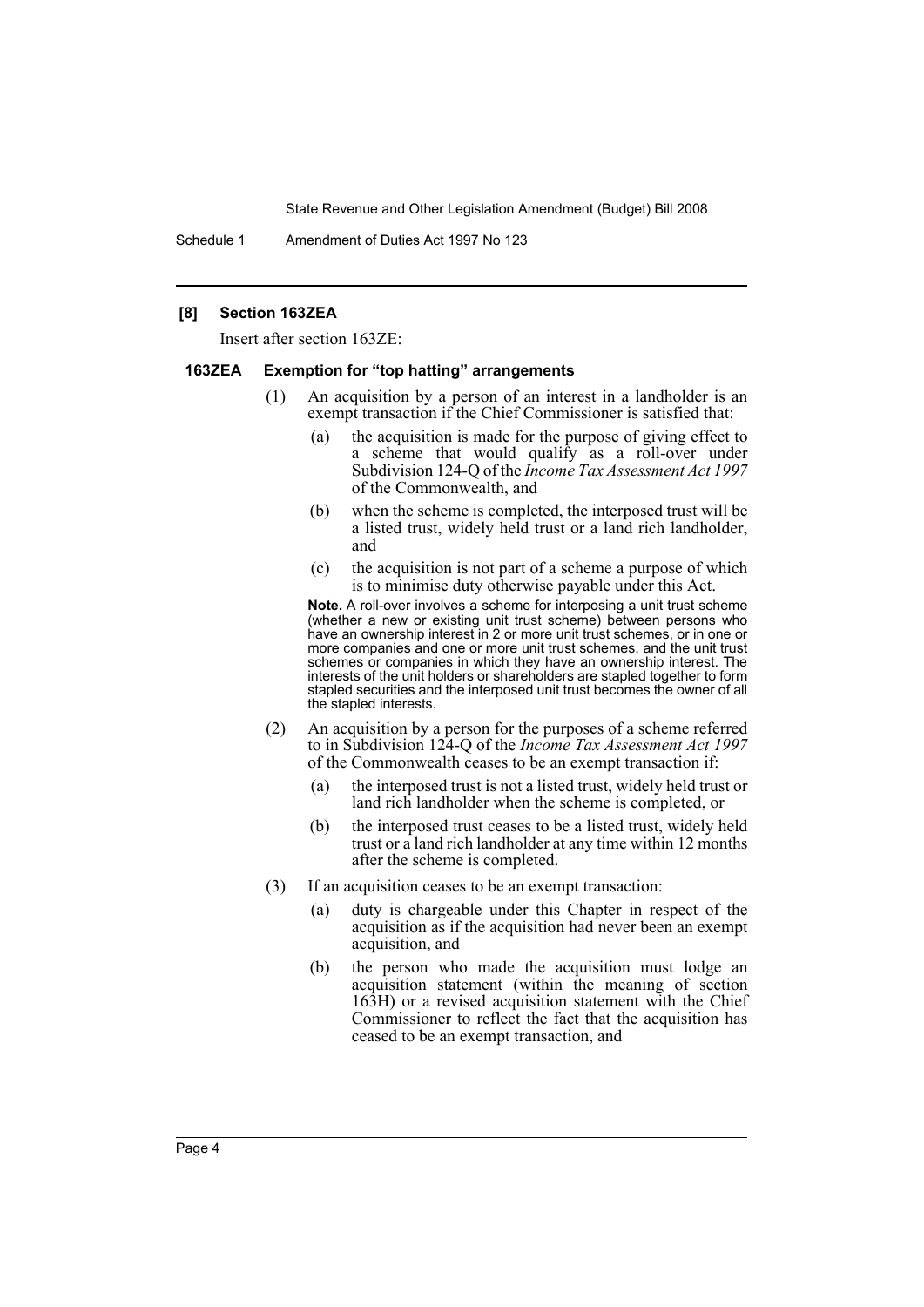### [8] Section 163ZEA

Insert after section 163ZE:

#### 163ZEA Exemption for "top hatting" arrangements

(1) An acquisition by a person of an interest in a landholder is an exempt transaction if the Chief Commissioner is satisfied that:

(a) the acquisition is made for the purpose of giving effect to a scheme that would qualify as a roll-over under Subdivision 124-Q of the *Income Tax Assessment Act 1997* of the Commonwealth, and

(b) when the scheme is completed, the interposed trust will be a listed trust, widely held trust or a land rich landholder, and

(c) the acquisition is not part of a scheme a purpose of which is to minimise duty otherwise payable under this Act.

**Note.** A roll-over involves a scheme for interposing a unit trust scheme (whether a new or existing unit trust scheme) between persons who have an ownership interest in 2 or more unit trust schemes, or in one or more companies and one or more unit trust schemes, and the unit trust schemes or companies in which they have an ownership interest. The interests of the unit holders or shareholders are stapled together to form stapled securities and the interposed unit trust becomes the owner of all the stapled interests.

(2) An acquisition by a person for the purposes of a scheme referred to in Subdivision 124-Q of the *Income Tax Assessment Act 1997* of the Commonwealth ceases to be an exempt transaction if:

(a) the interposed trust is not a listed trust, widely held trust or land rich landholder when the scheme is completed, or

(b) the interposed trust ceases to be a listed trust, widely held trust or a land rich landholder at any time within 12 months after the scheme is completed.

(3) If an acquisition ceases to be an exempt transaction:

(a) duty is chargeable under this Chapter in respect of the acquisition as if the acquisition had never been an exempt acquisition, and

(b) the person who made the acquisition must lodge an acquisition statement (within the meaning of section 163H) or a revised acquisition statement with the Chief Commissioner to reflect the fact that the acquisition has ceased to be an exempt transaction, and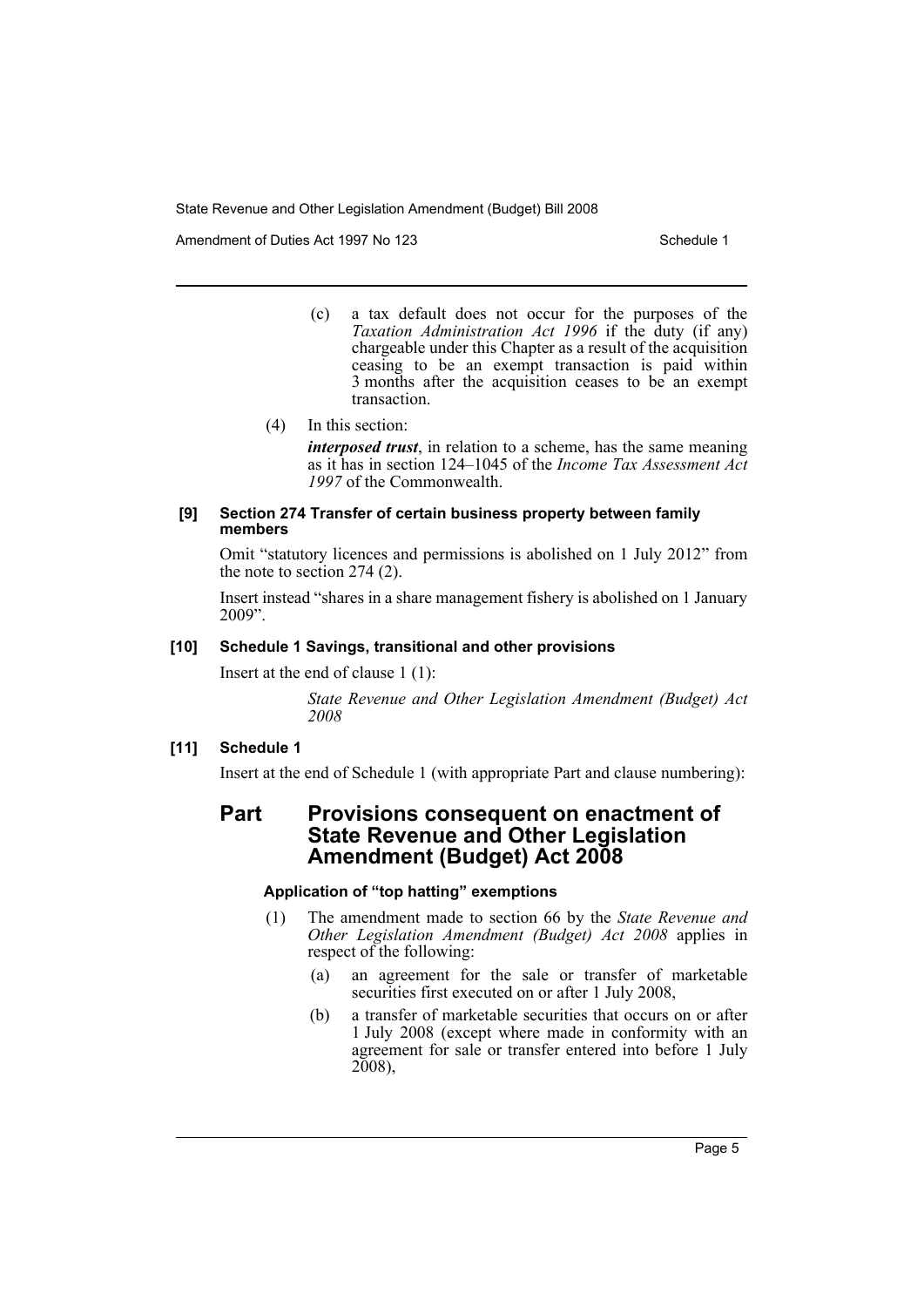(c) a tax default does not occur for the purposes of the *Taxation Administration Act 1996* if the duty (if any) chargeable under this Chapter as a result of the acquisition ceasing to be an exempt transaction is paid within 3 months after the acquisition ceases to be an exempt transaction.

(4) In this section:

***interposed trust***, in relation to a scheme, has the same meaning as it has in section 124–1045 of the *Income Tax Assessment Act 1997* of the Commonwealth.

**[9] Section 274 Transfer of certain business property between family members**

Omit "statutory licences and permissions is abolished on 1 July 2012" from the note to section 274 (2).

Insert instead "shares in a share management fishery is abolished on 1 January 2009".

**[10] Schedule 1 Savings, transitional and other provisions**

Insert at the end of clause 1 (1):

*State Revenue and Other Legislation Amendment (Budget) Act 2008*

**[11] Schedule 1**

Insert at the end of Schedule 1 (with appropriate Part and clause numbering):

## Part Provisions consequent on enactment of State Revenue and Other Legislation Amendment (Budget) Act 2008

**Application of "top hatting" exemptions**

(1) The amendment made to section 66 by the *State Revenue and Other Legislation Amendment (Budget) Act 2008* applies in respect of the following:

(a) an agreement for the sale or transfer of marketable securities first executed on or after 1 July 2008,

(b) a transfer of marketable securities that occurs on or after 1 July 2008 (except where made in conformity with an agreement for sale or transfer entered into before 1 July 2008),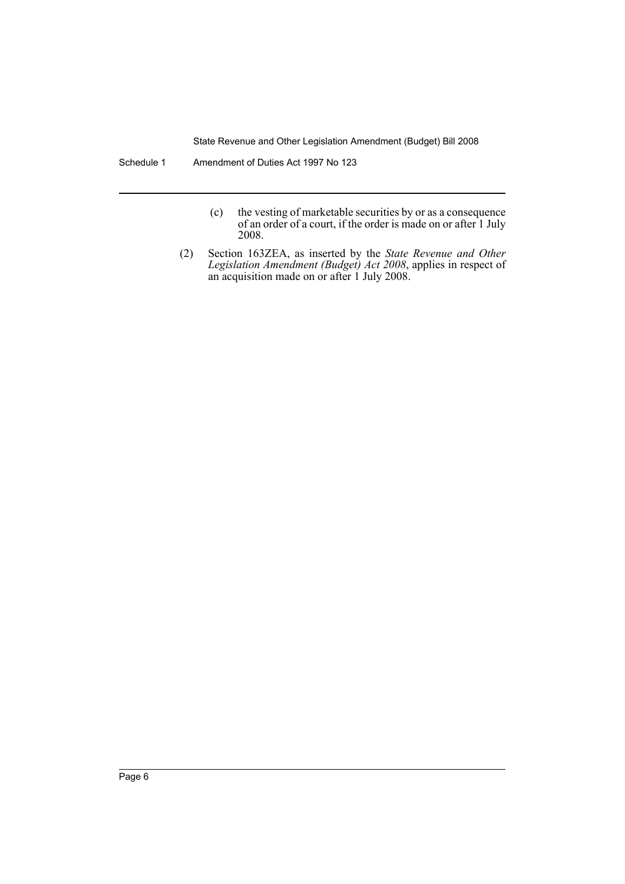(c) the vesting of marketable securities by or as a consequence of an order of a court, if the order is made on or after 1 July 2008.

(2) Section 163ZEA, as inserted by the *State Revenue and Other Legislation Amendment (Budget) Act 2008*, applies in respect of an acquisition made on or after 1 July 2008.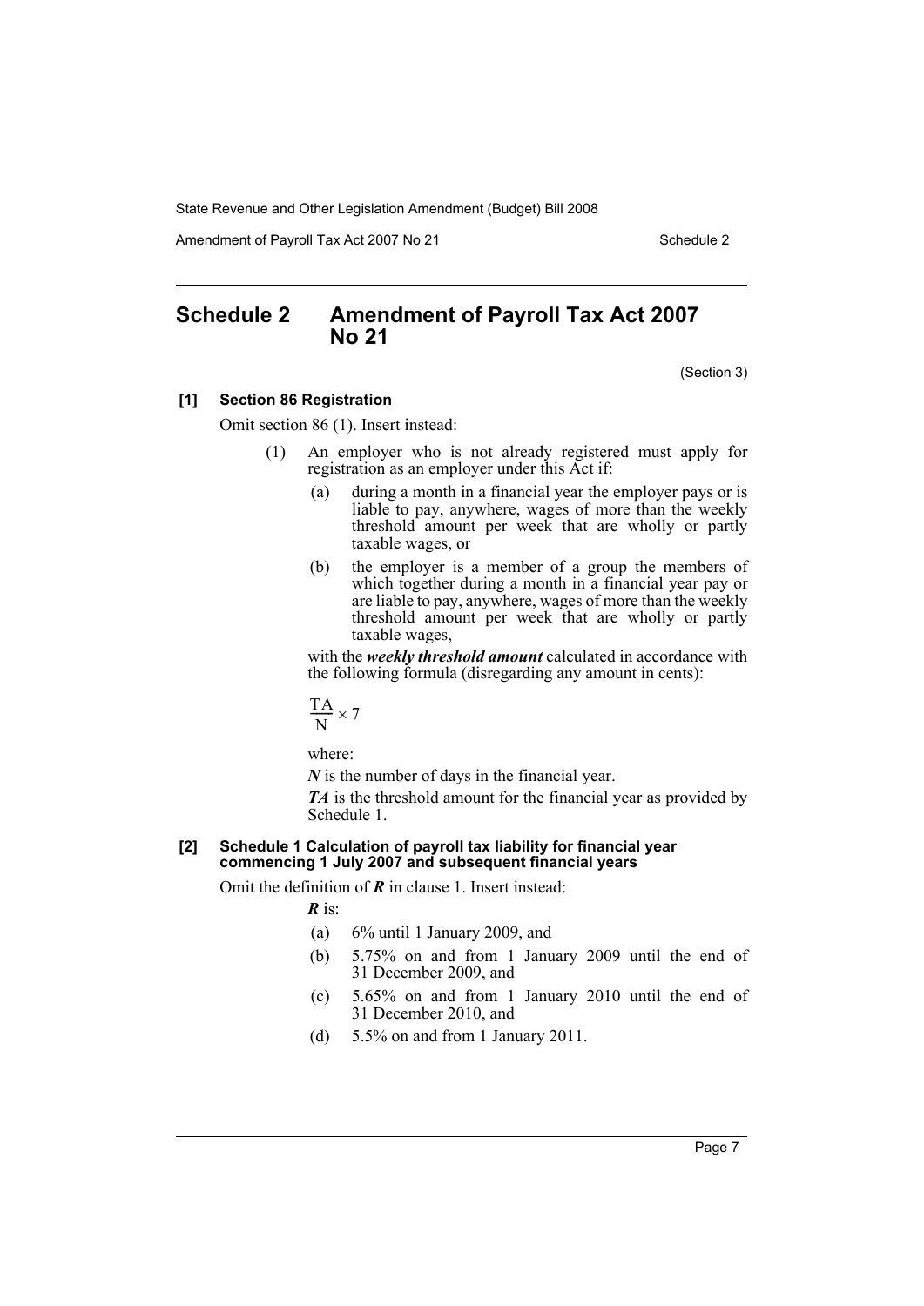# Schedule 2 Amendment of Payroll Tax Act 2007 No 21

(Section 3)

**[1] Section 86 Registration**

Omit section 86 (1). Insert instead:

(1) An employer who is not already registered must apply for registration as an employer under this Act if:

(a) during a month in a financial year the employer pays or is liable to pay, anywhere, wages of more than the weekly threshold amount per week that are wholly or partly taxable wages, or

(b) the employer is a member of a group the members of which together during a month in a financial year pay or are liable to pay, anywhere, wages of more than the weekly threshold amount per week that are wholly or partly taxable wages,

with the ***weekly threshold amount*** calculated in accordance with the following formula (disregarding any amount in cents):

$$\frac{TA}{N} \times 7$$

where:

***N*** is the number of days in the financial year.

***TA*** is the threshold amount for the financial year as provided by Schedule 1.

**[2] Schedule 1 Calculation of payroll tax liability for financial year commencing 1 July 2007 and subsequent financial years**

Omit the definition of ***R*** in clause 1. Insert instead:

***R*** is:

(a) 6% until 1 January 2009, and

(b) 5.75% on and from 1 January 2009 until the end of 31 December 2009, and

(c) 5.65% on and from 1 January 2010 until the end of 31 December 2010, and

(d) 5.5% on and from 1 January 2011.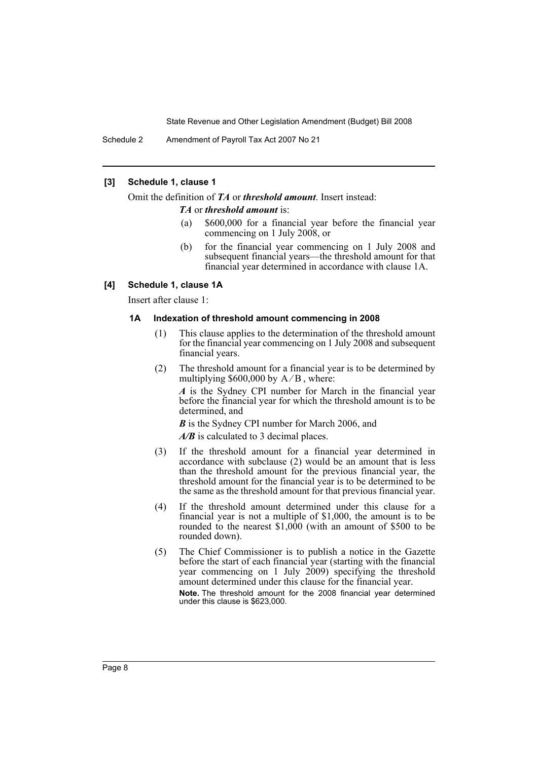**[3] Schedule 1, clause 1**

Omit the definition of ***TA*** or ***threshold amount***. Insert instead:

***TA*** or ***threshold amount*** is:

(a) \$600,000 for a financial year before the financial year commencing on 1 July 2008, or

(b) for the financial year commencing on 1 July 2008 and subsequent financial years—the threshold amount for that financial year determined in accordance with clause 1A.

**[4] Schedule 1, clause 1A**

Insert after clause 1:

**1A Indexation of threshold amount commencing in 2008**

(1) This clause applies to the determination of the threshold amount for the financial year commencing on 1 July 2008 and subsequent financial years.

(2) The threshold amount for a financial year is to be determined by multiplying \$600,000 by $A / B$, where:

***A*** is the Sydney CPI number for March in the financial year before the financial year for which the threshold amount is to be determined, and

***B*** is the Sydney CPI number for March 2006, and

***A/B*** is calculated to 3 decimal places.

(3) If the threshold amount for a financial year determined in accordance with subclause (2) would be an amount that is less than the threshold amount for the previous financial year, the threshold amount for the financial year is to be determined to be the same as the threshold amount for that previous financial year.

(4) If the threshold amount determined under this clause for a financial year is not a multiple of \$1,000, the amount is to be rounded to the nearest \$1,000 (with an amount of \$500 to be rounded down).

(5) The Chief Commissioner is to publish a notice in the Gazette before the start of each financial year (starting with the financial year commencing on 1 July 2009) specifying the threshold amount determined under this clause for the financial year.

**Note.** The threshold amount for the 2008 financial year determined under this clause is \$623,000.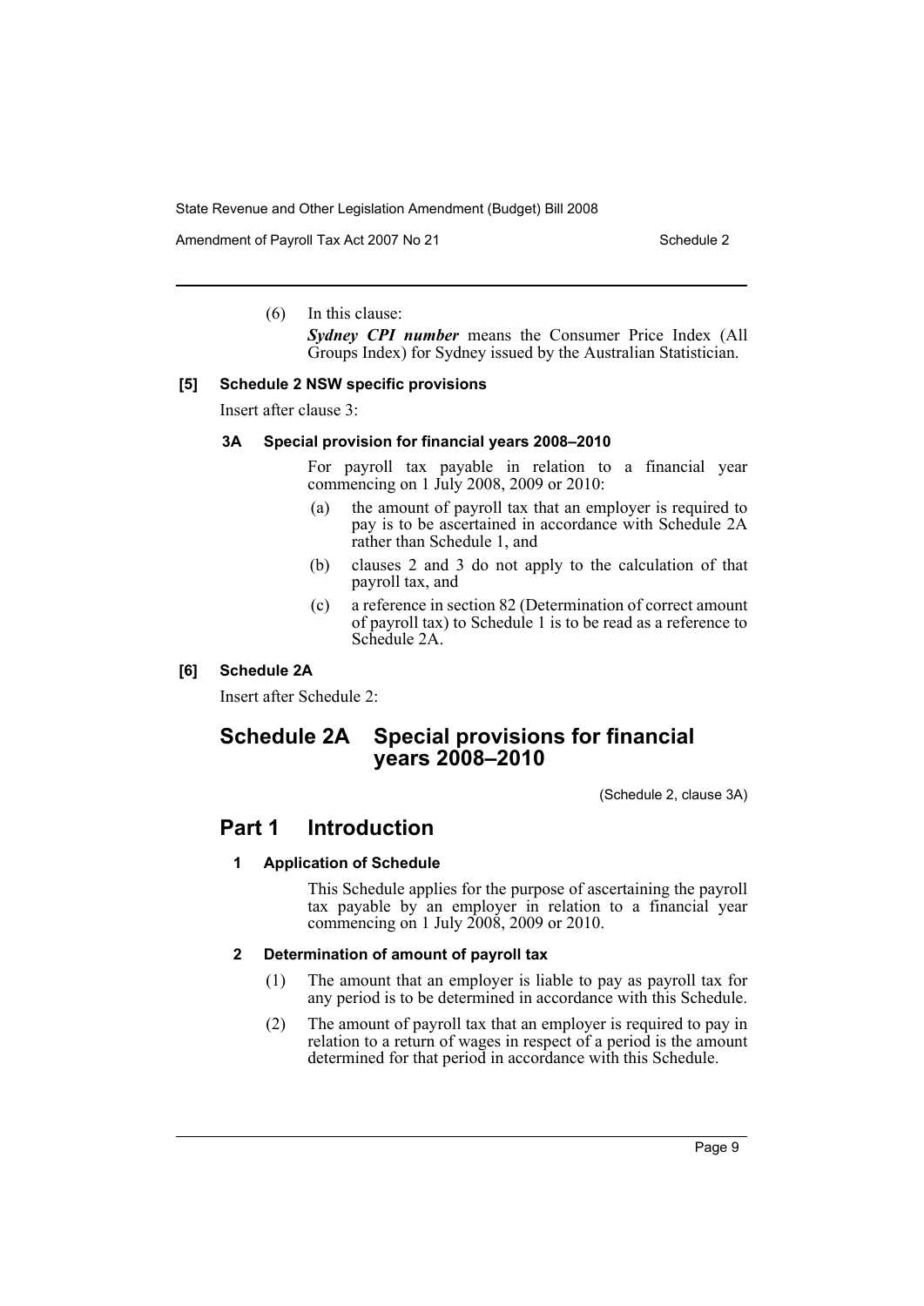(6) In this clause:

***Sydney CPI number*** means the Consumer Price Index (All Groups Index) for Sydney issued by the Australian Statistician.

**[5] Schedule 2 NSW specific provisions**

Insert after clause 3:

**3A Special provision for financial years 2008–2010**

For payroll tax payable in relation to a financial year commencing on 1 July 2008, 2009 or 2010:

(a) the amount of payroll tax that an employer is required to pay is to be ascertained in accordance with Schedule 2A rather than Schedule 1, and

(b) clauses 2 and 3 do not apply to the calculation of that payroll tax, and

(c) a reference in section 82 (Determination of correct amount of payroll tax) to Schedule 1 is to be read as a reference to Schedule 2A.

**[6] Schedule 2A**

Insert after Schedule 2:

# Schedule 2A Special provisions for financial years 2008–2010

(Schedule 2, clause 3A)

## Part 1 Introduction

**1 Application of Schedule**

This Schedule applies for the purpose of ascertaining the payroll tax payable by an employer in relation to a financial year commencing on 1 July 2008, 2009 or 2010.

**2 Determination of amount of payroll tax**

(1) The amount that an employer is liable to pay as payroll tax for any period is to be determined in accordance with this Schedule.

(2) The amount of payroll tax that an employer is required to pay in relation to a return of wages in respect of a period is the amount determined for that period in accordance with this Schedule.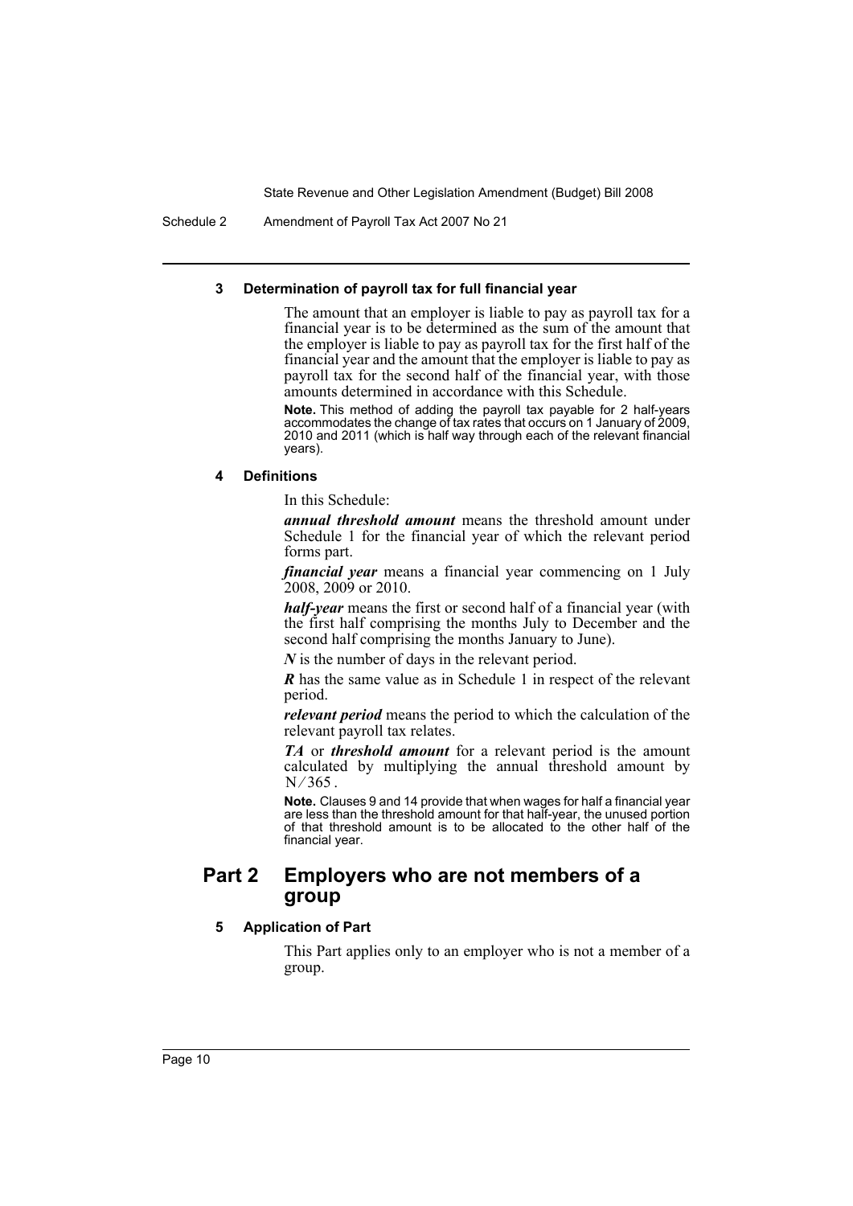#### 3 Determination of payroll tax for full financial year

The amount that an employer is liable to pay as payroll tax for a financial year is to be determined as the sum of the amount that the employer is liable to pay as payroll tax for the first half of the financial year and the amount that the employer is liable to pay as payroll tax for the second half of the financial year, with those amounts determined in accordance with this Schedule.

**Note.** This method of adding the payroll tax payable for 2 half-years accommodates the change of tax rates that occurs on 1 January of 2009, 2010 and 2011 (which is half way through each of the relevant financial years).

#### 4 Definitions

In this Schedule:

***annual threshold amount*** means the threshold amount under Schedule 1 for the financial year of which the relevant period forms part.

***financial year*** means a financial year commencing on 1 July 2008, 2009 or 2010.

***half-year*** means the first or second half of a financial year (with the first half comprising the months July to December and the second half comprising the months January to June).

***N*** is the number of days in the relevant period.

***R*** has the same value as in Schedule 1 in respect of the relevant period.

***relevant period*** means the period to which the calculation of the relevant payroll tax relates.

***TA*** or ***threshold amount*** for a relevant period is the amount calculated by multiplying the annual threshold amount by $N/365$.

**Note.** Clauses 9 and 14 provide that when wages for half a financial year are less than the threshold amount for that half-year, the unused portion of that threshold amount is to be allocated to the other half of the financial year.

## Part 2 Employers who are not members of a group

#### 5 Application of Part

This Part applies only to an employer who is not a member of a group.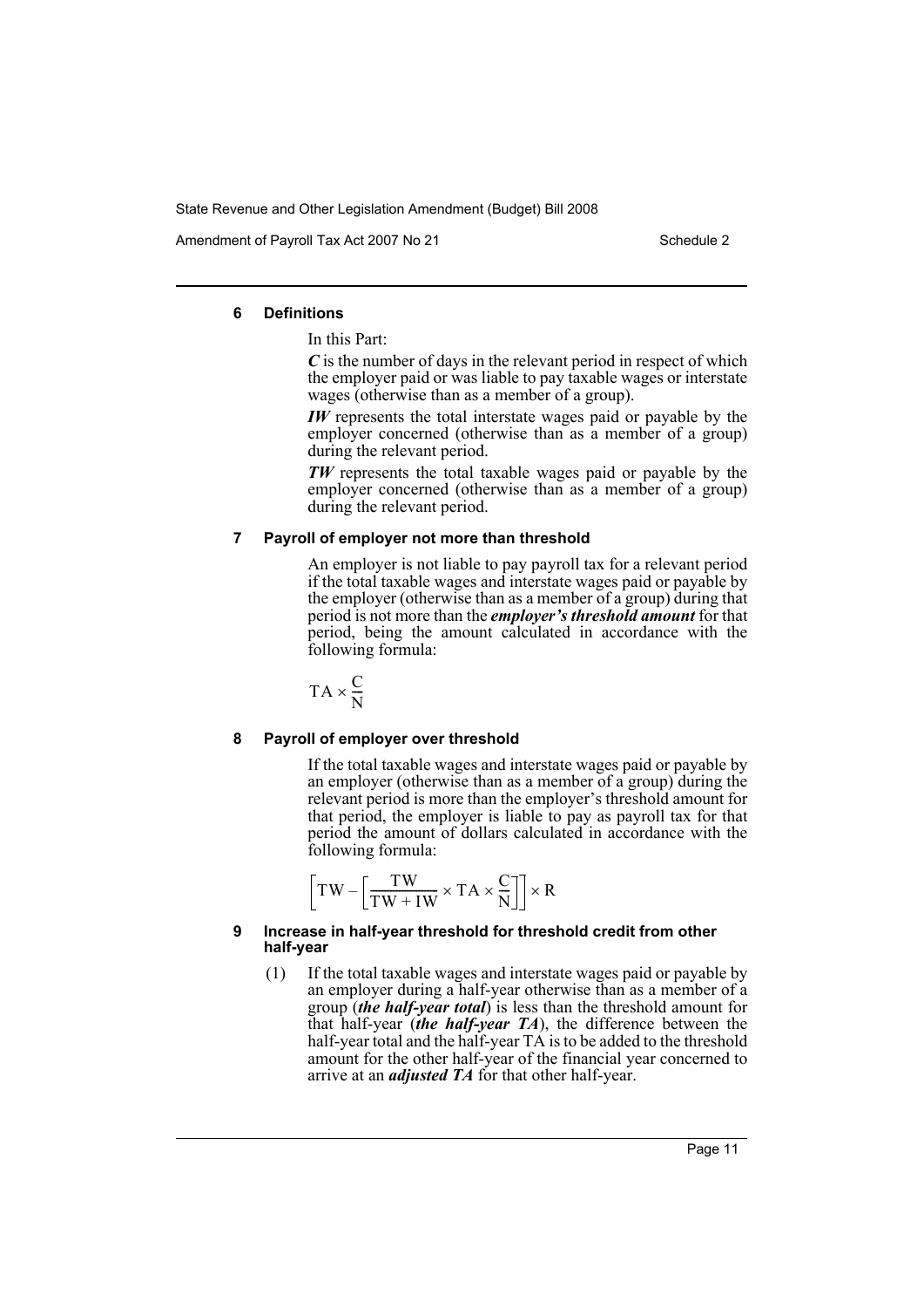### 6 Definitions

In this Part:

***C*** is the number of days in the relevant period in respect of which the employer paid or was liable to pay taxable wages or interstate wages (otherwise than as a member of a group).

***IW*** represents the total interstate wages paid or payable by the employer concerned (otherwise than as a member of a group) during the relevant period.

***TW*** represents the total taxable wages paid or payable by the employer concerned (otherwise than as a member of a group) during the relevant period.

### 7 Payroll of employer not more than threshold

An employer is not liable to pay payroll tax for a relevant period if the total taxable wages and interstate wages paid or payable by the employer (otherwise than as a member of a group) during that period is not more than the ***employer's threshold amount*** for that period, being the amount calculated in accordance with the following formula:

$$\mathrm{TA} \times \frac{\mathrm{C}}{\mathrm{N}}$$

### 8 Payroll of employer over threshold

If the total taxable wages and interstate wages paid or payable by an employer (otherwise than as a member of a group) during the relevant period is more than the employer's threshold amount for that period, the employer is liable to pay as payroll tax for that period the amount of dollars calculated in accordance with the following formula:

$$\left[\mathrm{TW} - \left[\frac{\mathrm{TW}}{\mathrm{TW} + \mathrm{IW}} \times \mathrm{TA} \times \frac{\mathrm{C}}{\mathrm{N}}\right]\right] \times \mathrm{R}$$

### 9 Increase in half-year threshold for threshold credit from other half-year

(1) If the total taxable wages and interstate wages paid or payable by an employer during a half-year otherwise than as a member of a group (***the half-year total***) is less than the threshold amount for that half-year (***the half-year TA***), the difference between the half-year total and the half-year TA is to be added to the threshold amount for the other half-year of the financial year concerned to arrive at an ***adjusted TA*** for that other half-year.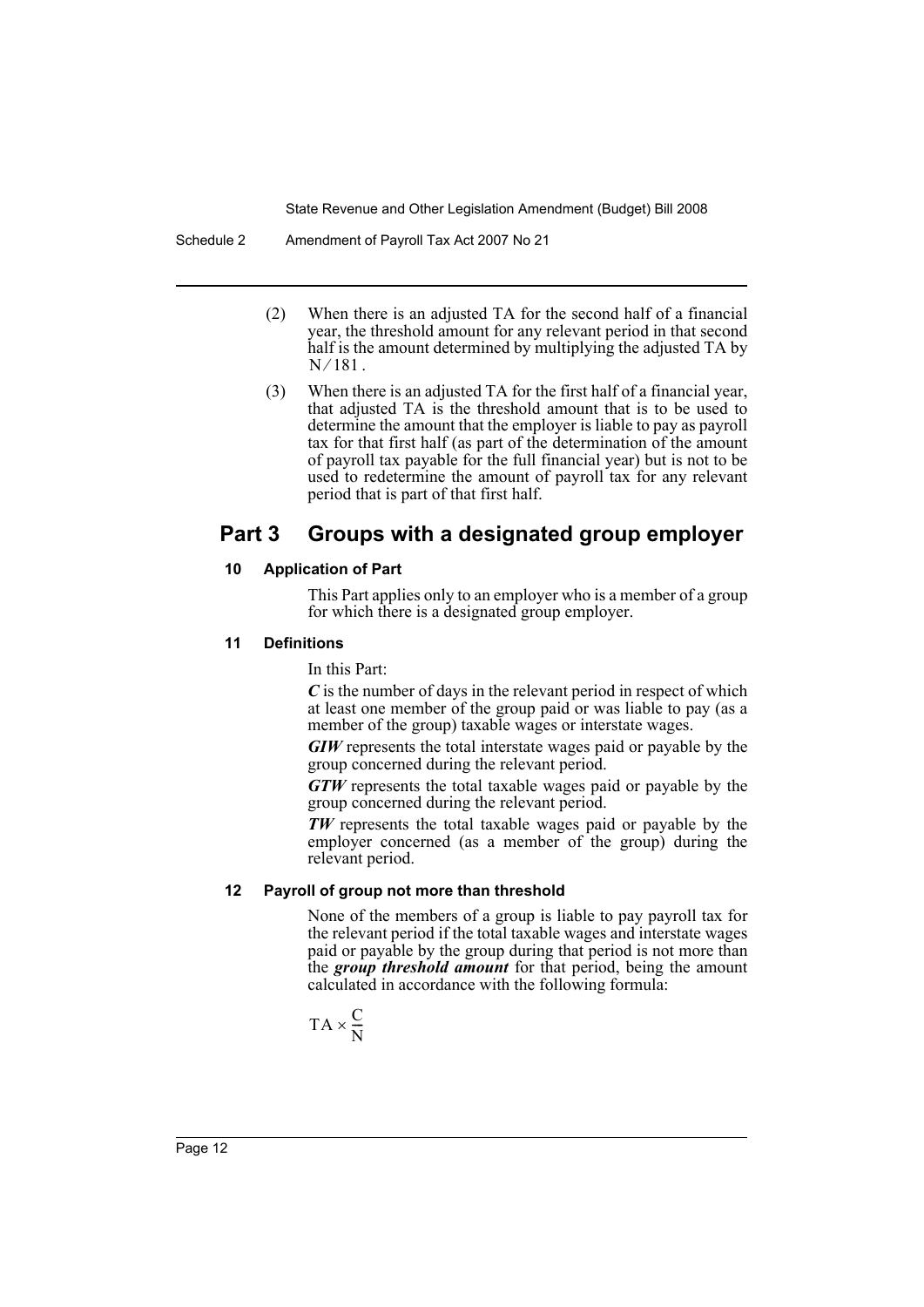(2) When there is an adjusted TA for the second half of a financial year, the threshold amount for any relevant period in that second half is the amount determined by multiplying the adjusted TA by $N/181$.

(3) When there is an adjusted TA for the first half of a financial year, that adjusted TA is the threshold amount that is to be used to determine the amount that the employer is liable to pay as payroll tax for that first half (as part of the determination of the amount of payroll tax payable for the full financial year) but is not to be used to redetermine the amount of payroll tax for any relevant period that is part of that first half.

## Part 3 Groups with a designated group employer

### 10 Application of Part

This Part applies only to an employer who is a member of a group for which there is a designated group employer.

### 11 Definitions

In this Part:

***C*** is the number of days in the relevant period in respect of which at least one member of the group paid or was liable to pay (as a member of the group) taxable wages or interstate wages.

***GIW*** represents the total interstate wages paid or payable by the group concerned during the relevant period.

***GTW*** represents the total taxable wages paid or payable by the group concerned during the relevant period.

***TW*** represents the total taxable wages paid or payable by the employer concerned (as a member of the group) during the relevant period.

### 12 Payroll of group not more than threshold

None of the members of a group is liable to pay payroll tax for the relevant period if the total taxable wages and interstate wages paid or payable by the group during that period is not more than the ***group threshold amount*** for that period, being the amount calculated in accordance with the following formula:

$$TA \times \frac{C}{N}$$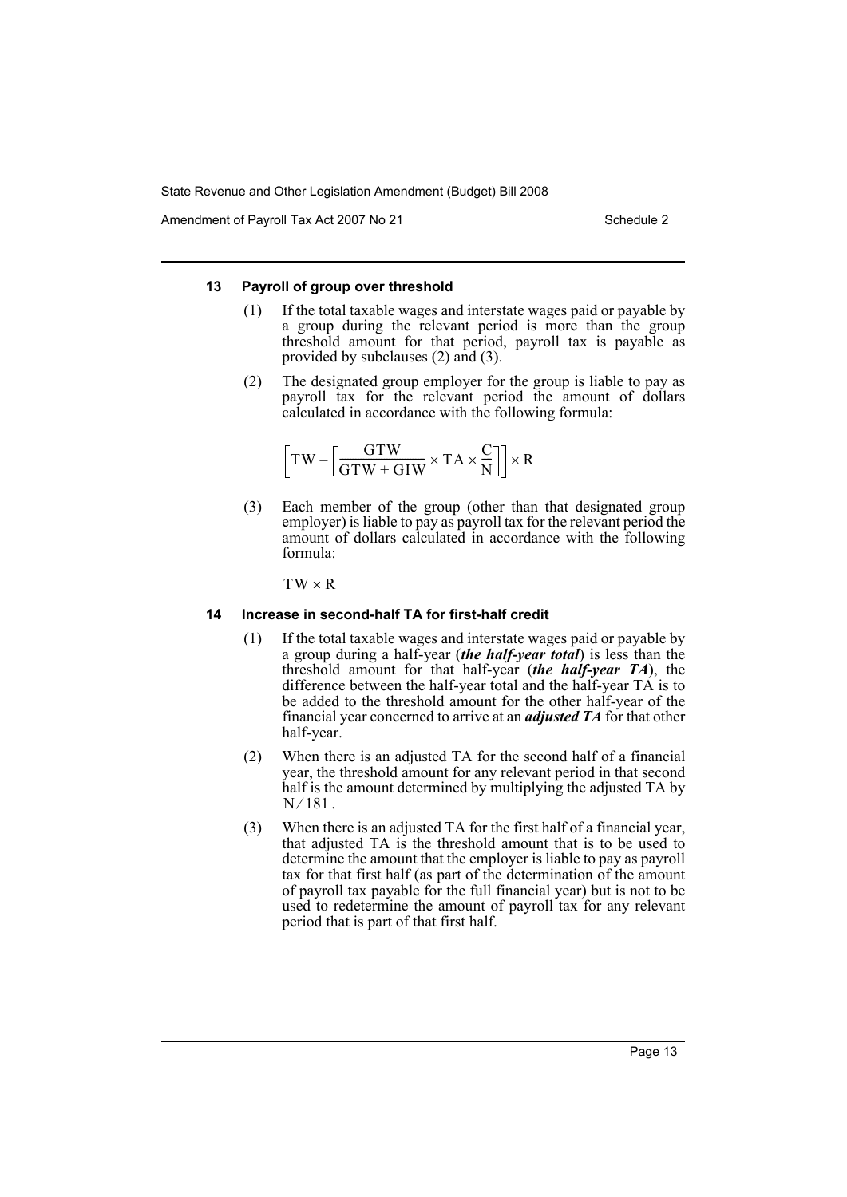### 13 Payroll of group over threshold

(1) If the total taxable wages and interstate wages paid or payable by a group during the relevant period is more than the group threshold amount for that period, payroll tax is payable as provided by subclauses (2) and (3).

(2) The designated group employer for the group is liable to pay as payroll tax for the relevant period the amount of dollars calculated in accordance with the following formula:

$$\left[TW - \left[\frac{GTW}{GTW + GIW} \times TA \times \frac{C}{N}\right]\right] \times R$$

(3) Each member of the group (other than that designated group employer) is liable to pay as payroll tax for the relevant period the amount of dollars calculated in accordance with the following formula:

$$TW \times R$$

### 14 Increase in second-half TA for first-half credit

(1) If the total taxable wages and interstate wages paid or payable by a group during a half-year (***the half-year total***) is less than the threshold amount for that half-year (***the half-year TA***), the difference between the half-year total and the half-year TA is to be added to the threshold amount for the other half-year of the financial year concerned to arrive at an ***adjusted TA*** for that other half-year.

(2) When there is an adjusted TA for the second half of a financial year, the threshold amount for any relevant period in that second half is the amount determined by multiplying the adjusted TA by $N/181$.

(3) When there is an adjusted TA for the first half of a financial year, that adjusted TA is the threshold amount that is to be used to determine the amount that the employer is liable to pay as payroll tax for that first half (as part of the determination of the amount of payroll tax payable for the full financial year) but is not to be used to redetermine the amount of payroll tax for any relevant period that is part of that first half.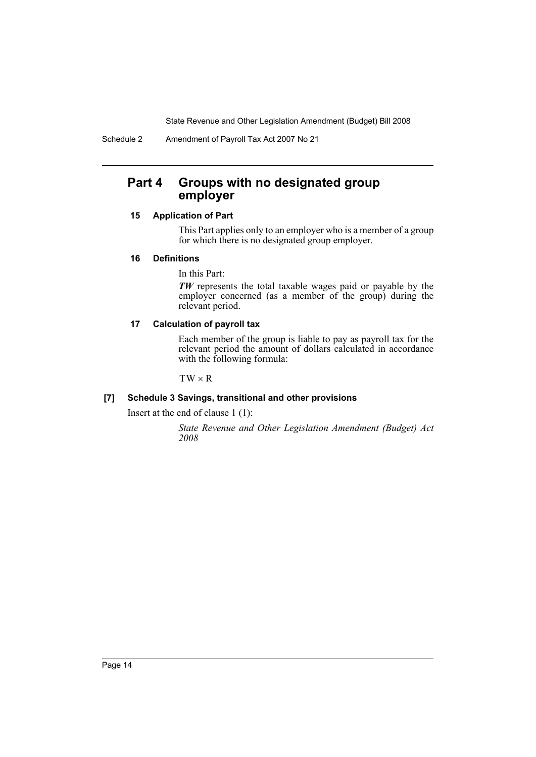## Part 4 Groups with no designated group employer

### 15 Application of Part

This Part applies only to an employer who is a member of a group for which there is no designated group employer.

### 16 Definitions

In this Part:

***TW*** represents the total taxable wages paid or payable by the employer concerned (as a member of the group) during the relevant period.

### 17 Calculation of payroll tax

Each member of the group is liable to pay as payroll tax for the relevant period the amount of dollars calculated in accordance with the following formula:

$$TW \times R$$

### [7] Schedule 3 Savings, transitional and other provisions

Insert at the end of clause 1 (1):

*State Revenue and Other Legislation Amendment (Budget) Act 2008*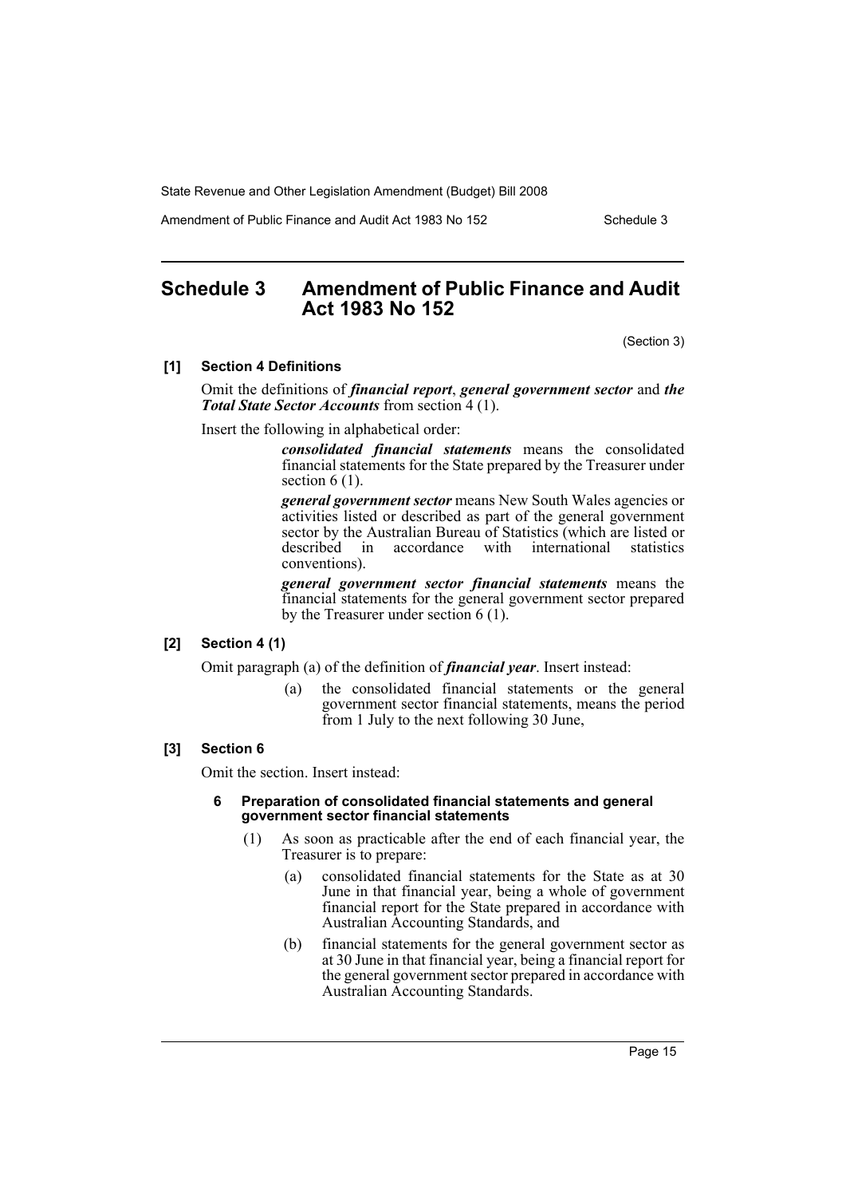## Schedule 3 Amendment of Public Finance and Audit Act 1983 No 152

(Section 3)

**[1] Section 4 Definitions**

Omit the definitions of ***financial report***, ***general government sector*** and ***the Total State Sector Accounts*** from section 4 (1).

Insert the following in alphabetical order:

> ***consolidated financial statements*** means the consolidated financial statements for the State prepared by the Treasurer under section 6 (1).
>
> ***general government sector*** means New South Wales agencies or activities listed or described as part of the general government sector by the Australian Bureau of Statistics (which are listed or described in accordance with international statistics conventions).
>
> ***general government sector financial statements*** means the financial statements for the general government sector prepared by the Treasurer under section 6 (1).

**[2] Section 4 (1)**

Omit paragraph (a) of the definition of ***financial year***. Insert instead:

> (a) the consolidated financial statements or the general government sector financial statements, means the period from 1 July to the next following 30 June,

**[3] Section 6**

Omit the section. Insert instead:

> **6 Preparation of consolidated financial statements and general government sector financial statements**
>
> (1) As soon as practicable after the end of each financial year, the Treasurer is to prepare:
>
> (a) consolidated financial statements for the State as at 30 June in that financial year, being a whole of government financial report for the State prepared in accordance with Australian Accounting Standards, and
>
> (b) financial statements for the general government sector as at 30 June in that financial year, being a financial report for the general government sector prepared in accordance with Australian Accounting Standards.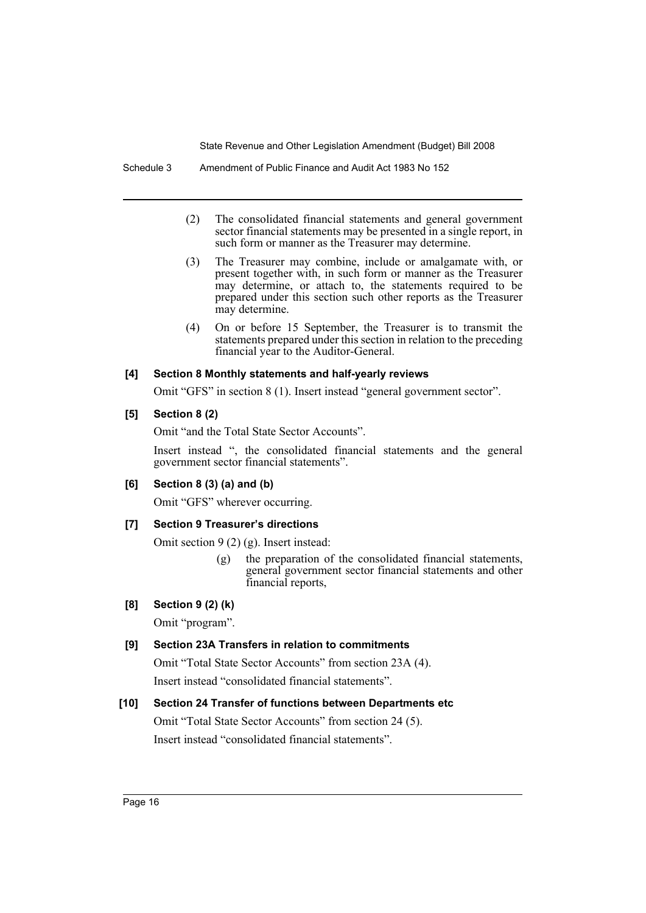(2) The consolidated financial statements and general government sector financial statements may be presented in a single report, in such form or manner as the Treasurer may determine.

(3) The Treasurer may combine, include or amalgamate with, or present together with, in such form or manner as the Treasurer may determine, or attach to, the statements required to be prepared under this section such other reports as the Treasurer may determine.

(4) On or before 15 September, the Treasurer is to transmit the statements prepared under this section in relation to the preceding financial year to the Auditor-General.

**[4] Section 8 Monthly statements and half-yearly reviews**

Omit "GFS" in section 8 (1). Insert instead "general government sector".

**[5] Section 8 (2)**

Omit "and the Total State Sector Accounts".

Insert instead ", the consolidated financial statements and the general government sector financial statements".

**[6] Section 8 (3) (a) and (b)**

Omit "GFS" wherever occurring.

**[7] Section 9 Treasurer's directions**

Omit section 9 (2) (g). Insert instead:

> (g) the preparation of the consolidated financial statements, general government sector financial statements and other financial reports,

**[8] Section 9 (2) (k)**

Omit "program".

**[9] Section 23A Transfers in relation to commitments**

Omit "Total State Sector Accounts" from section 23A (4).

Insert instead "consolidated financial statements".

**[10] Section 24 Transfer of functions between Departments etc**

Omit "Total State Sector Accounts" from section 24 (5).

Insert instead "consolidated financial statements".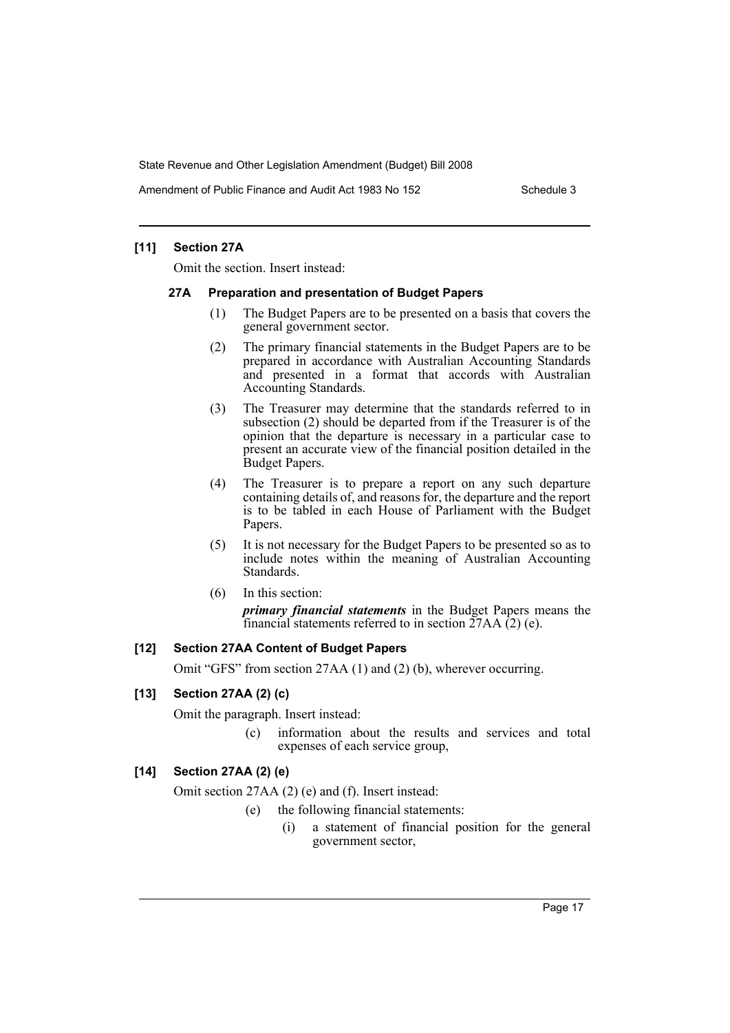### [11] Section 27A

Omit the section. Insert instead:

#### 27A Preparation and presentation of Budget Papers

(1) The Budget Papers are to be presented on a basis that covers the general government sector.

(2) The primary financial statements in the Budget Papers are to be prepared in accordance with Australian Accounting Standards and presented in a format that accords with Australian Accounting Standards.

(3) The Treasurer may determine that the standards referred to in subsection (2) should be departed from if the Treasurer is of the opinion that the departure is necessary in a particular case to present an accurate view of the financial position detailed in the Budget Papers.

(4) The Treasurer is to prepare a report on any such departure containing details of, and reasons for, the departure and the report is to be tabled in each House of Parliament with the Budget Papers.

(5) It is not necessary for the Budget Papers to be presented so as to include notes within the meaning of Australian Accounting Standards.

(6) In this section:

***primary financial statements*** in the Budget Papers means the financial statements referred to in section 27AA (2) (e).

### [12] Section 27AA Content of Budget Papers

Omit "GFS" from section 27AA (1) and (2) (b), wherever occurring.

### [13] Section 27AA (2) (c)

Omit the paragraph. Insert instead:

(c) information about the results and services and total expenses of each service group,

### [14] Section 27AA (2) (e)

Omit section 27AA (2) (e) and (f). Insert instead:

(e) the following financial statements:

(i) a statement of financial position for the general government sector,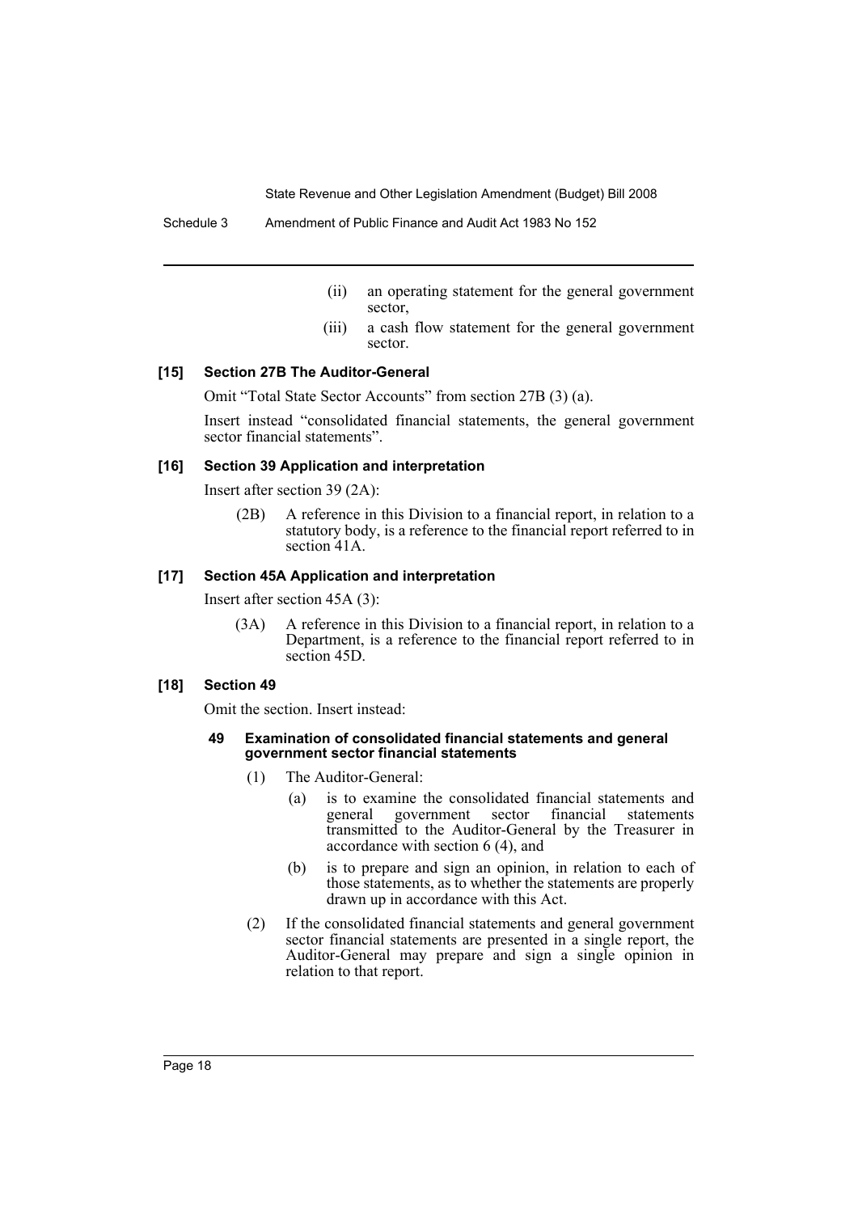(ii) an operating statement for the general government sector,

(iii) a cash flow statement for the general government sector.

### [15] Section 27B The Auditor-General

Omit "Total State Sector Accounts" from section 27B (3) (a).

Insert instead "consolidated financial statements, the general government sector financial statements".

### [16] Section 39 Application and interpretation

Insert after section 39 (2A):

(2B) A reference in this Division to a financial report, in relation to a statutory body, is a reference to the financial report referred to in section 41A.

### [17] Section 45A Application and interpretation

Insert after section 45A (3):

(3A) A reference in this Division to a financial report, in relation to a Department, is a reference to the financial report referred to in section 45D.

### [18] Section 49

Omit the section. Insert instead:

#### 49 Examination of consolidated financial statements and general government sector financial statements

(1) The Auditor-General:

(a) is to examine the consolidated financial statements and general government sector financial statements transmitted to the Auditor-General by the Treasurer in accordance with section 6 (4), and

(b) is to prepare and sign an opinion, in relation to each of those statements, as to whether the statements are properly drawn up in accordance with this Act.

(2) If the consolidated financial statements and general government sector financial statements are presented in a single report, the Auditor-General may prepare and sign a single opinion in relation to that report.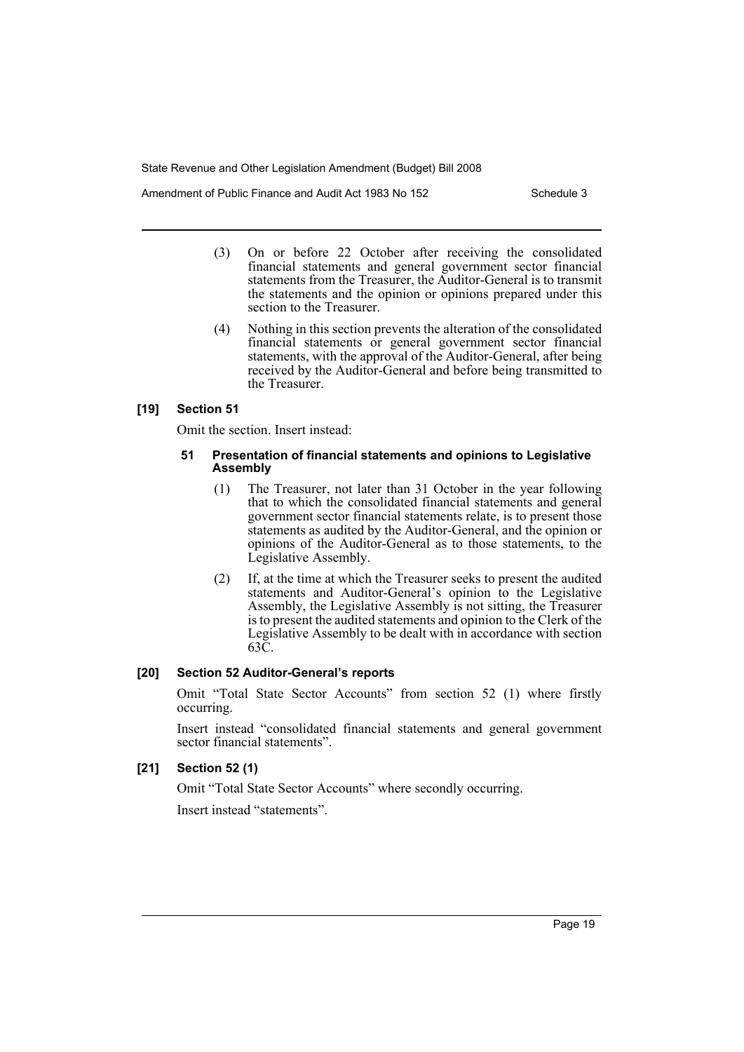(3) On or before 22 October after receiving the consolidated financial statements and general government sector financial statements from the Treasurer, the Auditor-General is to transmit the statements and the opinion or opinions prepared under this section to the Treasurer.

(4) Nothing in this section prevents the alteration of the consolidated financial statements or general government sector financial statements, with the approval of the Auditor-General, after being received by the Auditor-General and before being transmitted to the Treasurer.

### [19] Section 51

Omit the section. Insert instead:

#### 51 Presentation of financial statements and opinions to Legislative Assembly

(1) The Treasurer, not later than 31 October in the year following that to which the consolidated financial statements and general government sector financial statements relate, is to present those statements as audited by the Auditor-General, and the opinion or opinions of the Auditor-General as to those statements, to the Legislative Assembly.

(2) If, at the time at which the Treasurer seeks to present the audited statements and Auditor-General's opinion to the Legislative Assembly, the Legislative Assembly is not sitting, the Treasurer is to present the audited statements and opinion to the Clerk of the Legislative Assembly to be dealt with in accordance with section 63C.

### [20] Section 52 Auditor-General's reports

Omit "Total State Sector Accounts" from section 52 (1) where firstly occurring.

Insert instead "consolidated financial statements and general government sector financial statements".

### [21] Section 52 (1)

Omit "Total State Sector Accounts" where secondly occurring.

Insert instead "statements".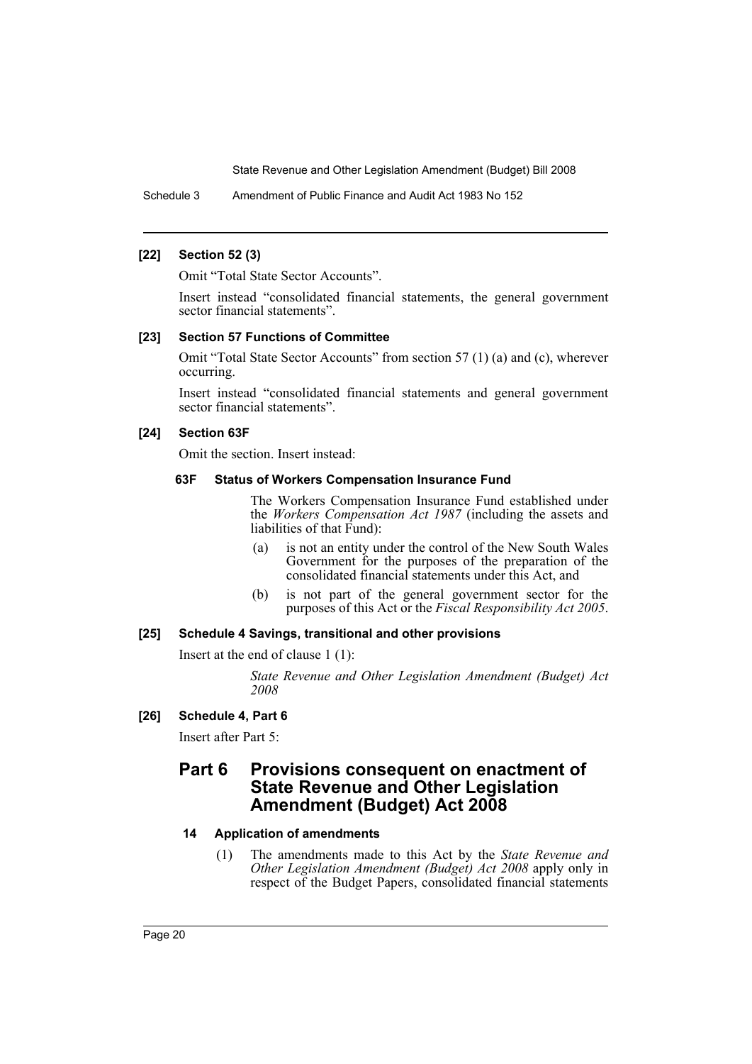**[22] Section 52 (3)**

Omit "Total State Sector Accounts".

Insert instead "consolidated financial statements, the general government sector financial statements".

**[23] Section 57 Functions of Committee**

Omit "Total State Sector Accounts" from section 57 (1) (a) and (c), wherever occurring.

Insert instead "consolidated financial statements and general government sector financial statements".

**[24] Section 63F**

Omit the section. Insert instead:

**63F Status of Workers Compensation Insurance Fund**

The Workers Compensation Insurance Fund established under the *Workers Compensation Act 1987* (including the assets and liabilities of that Fund):

(a) is not an entity under the control of the New South Wales Government for the purposes of the preparation of the consolidated financial statements under this Act, and

(b) is not part of the general government sector for the purposes of this Act or the *Fiscal Responsibility Act 2005*.

**[25] Schedule 4 Savings, transitional and other provisions**

Insert at the end of clause 1 (1):

*State Revenue and Other Legislation Amendment (Budget) Act 2008*

**[26] Schedule 4, Part 6**

Insert after Part 5:

## Part 6 Provisions consequent on enactment of State Revenue and Other Legislation Amendment (Budget) Act 2008

**14 Application of amendments**

(1) The amendments made to this Act by the *State Revenue and Other Legislation Amendment (Budget) Act 2008* apply only in respect of the Budget Papers, consolidated financial statements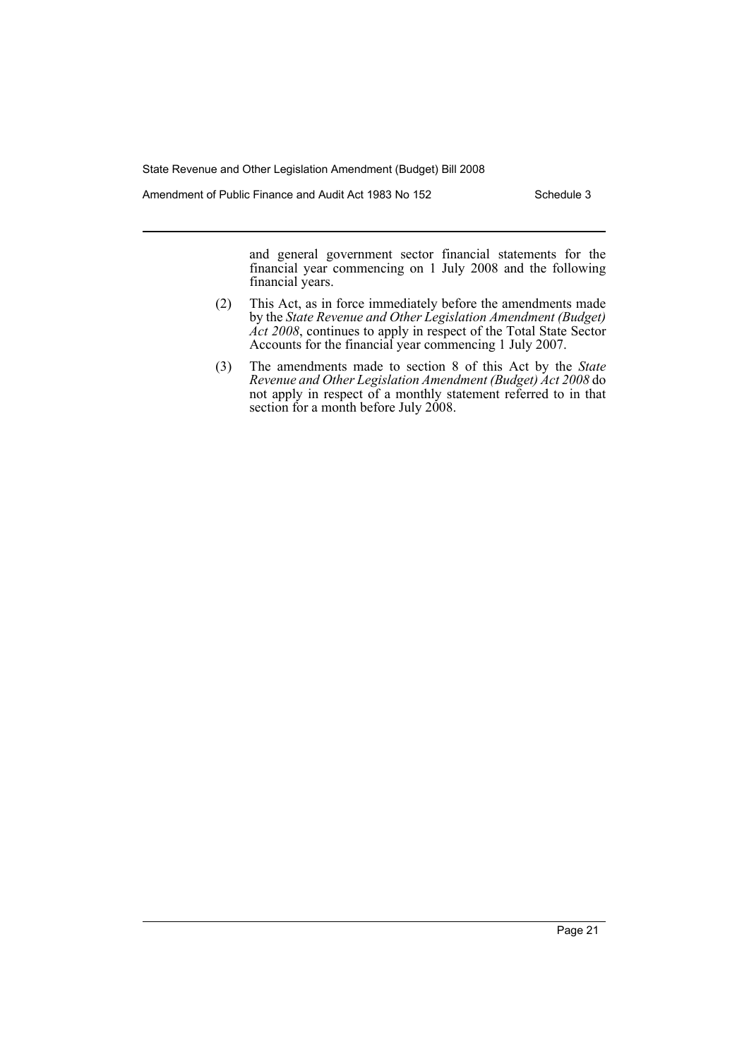and general government sector financial statements for the financial year commencing on 1 July 2008 and the following financial years.

(2) This Act, as in force immediately before the amendments made by the *State Revenue and Other Legislation Amendment (Budget) Act 2008*, continues to apply in respect of the Total State Sector Accounts for the financial year commencing 1 July 2007.

(3) The amendments made to section 8 of this Act by the *State Revenue and Other Legislation Amendment (Budget) Act 2008* do not apply in respect of a monthly statement referred to in that section for a month before July 2008.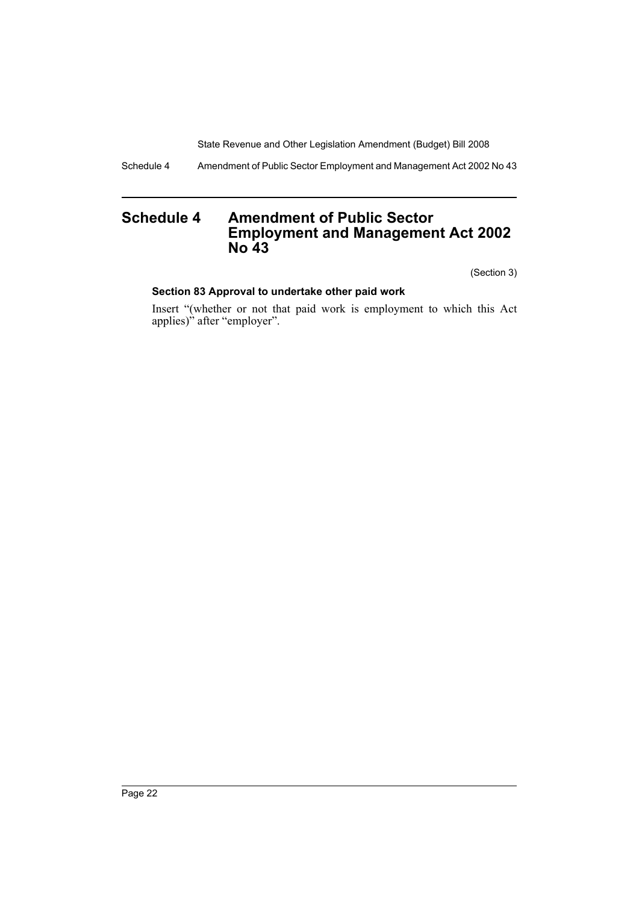# Schedule 4 Amendment of Public Sector Employment and Management Act 2002 No 43

(Section 3)

### Section 83 Approval to undertake other paid work

Insert "(whether or not that paid work is employment to which this Act applies)" after "employer".